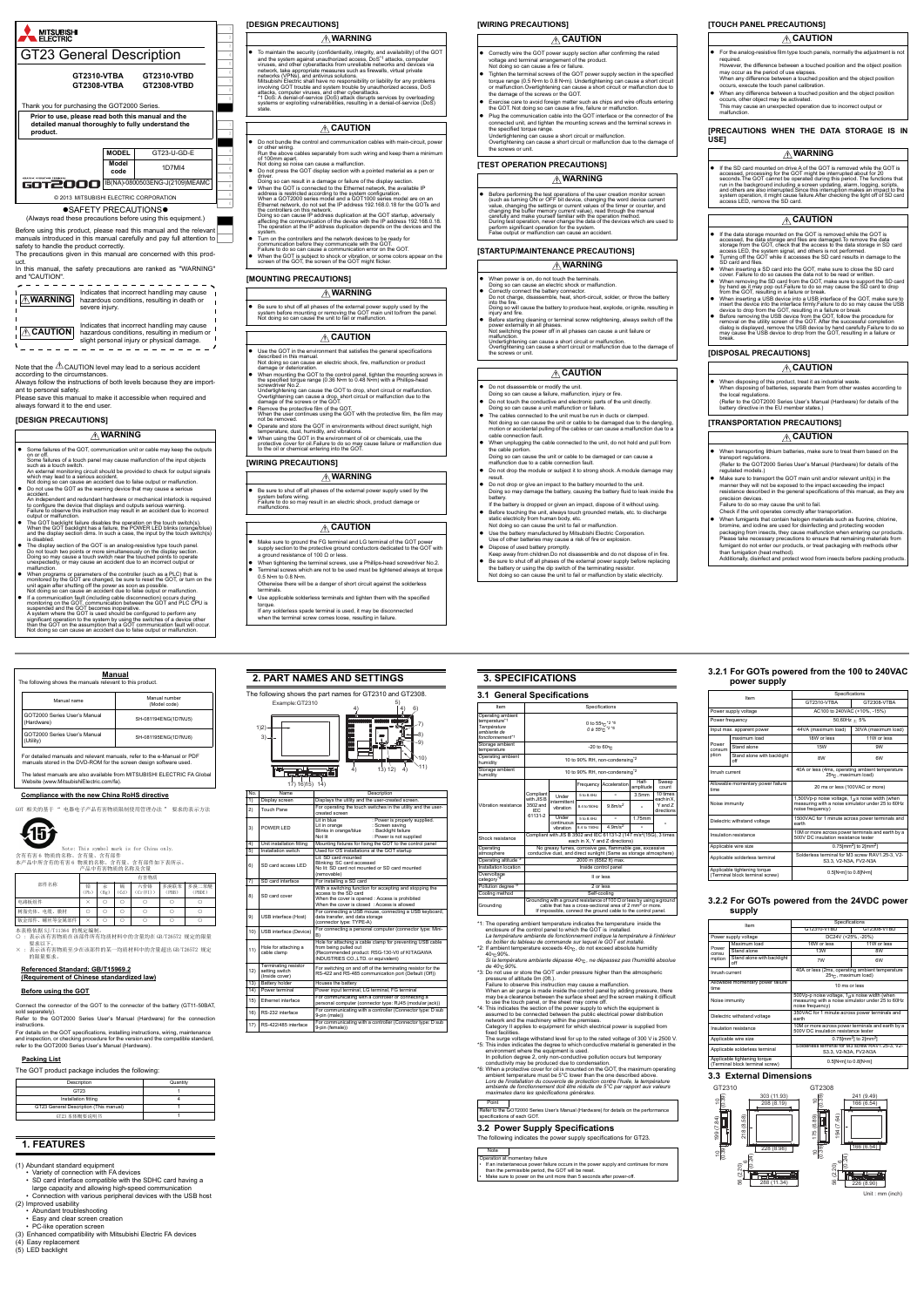# GT23 General Description

GT2310-VTBA GT2310-VTBD
GT2308-VTBA GT2308-VTBD

Thank you for purchasing the GOT2000 Series.

**Prior to use, please read both this manual and the detailed manual thoroughly to fully understand the product.**

| MODEL | GT23-U-GD-E |
|---|---|
| Model code | 1D7MI4 |

IB(NA)-0800503ENG-J(2109)MEAMC

© 2013 MITSUBISHI ELECTRIC CORPORATION

## ●SAFETY PRECAUTIONS●

(Always read these precautions before using this equipment.)

Before using this product, please read this manual and the relevant manuals introduced in this manual carefully and pay full attention to safety to handle the product correctly.

The precautions given in this manual are concerned with this product.

In this manual, the safety precautions are ranked as "WARNING" and "CAUTION".

| ⚠WARNING | Indicates that incorrect handling may cause hazardous conditions, resulting in death or severe injury. |
|---|---|
| ⚠CAUTION | Indicates that incorrect handling may cause hazardous conditions, resulting in medium or slight personal injury or physical damage. |

Note that the ⚠CAUTION level may lead to a serious accident according to the circumstances.

Always follow the instructions of both levels because they are important to personal safety.

Please save this manual to make it accessible when required and always forward it to the end user.

### [DESIGN PRECAUTIONS]

**⚠WARNING**

- Some failures of the GOT, communication unit or cable may keep the outputs on or off.
  Some failures of a touch panel may cause malfunction of the input objects such as a touch switch.
  An external monitoring circuit should be provided to check for output signals which may lead to a serious accident.
  Not doing so can cause an accident due to false output or malfunction.
- Do not use the GOT as the warning device that may cause a serious accident.
  An independent and redundant hardware or mechanical interlock is required to configure the device that displays and outputs serious warning.
  Failure to observe this instruction may result in an accident due to incorrect output or malfunction.
- The GOT backlight failure disables the operation on the touch switch(s).
  When the GOT backlight has a failure, the POWER LED blinks (orange/blue) and the display section dims. In such a case, the input by the touch switch(s) is disabled.
- The display section of the GOT is an analog-resistive type touch panel.
  Do not touch two points or more simultaneously on the display section.
  Doing so may cause a touch switch near the touched points to operate unexpectedly, or may cause an accident due to an incorrect output or malfunction.
- When programs or parameters of the controller (such as a PLC) that is monitored by the GOT are changed, be sure to reset the GOT, or turn on the unit again after shutting off the power as soon as possible.
  Not doing so can cause an accident due to false output or malfunction.
- If a communication fault (including cable disconnection) occurs during monitoring on the GOT, communication between the GOT and PLC CPU is suspended and the GOT becomes inoperative.
  A system where the GOT is used should be configured to perform any significant operation to the system by using the switches of a device other than the GOT on the assumption that a GOT communication fault will occur.
  Not doing so can cause an accident due to false output or malfunction.

### [DESIGN PRECAUTIONS]

**⚠WARNING**

- To maintain the security (confidentiality, integrity, and availability) of the GOT and the system against unauthorized access, DoS*1 attacks, computer viruses, and other cyberattacks from unreliable networks and devices via network, take appropriate measures such as firewalls, virtual private networks (VPNs), and antivirus solutions.
  Mitsubishi Electric shall have no responsibility or liability for any problems involving GOT trouble and system trouble by unauthorized access, DoS attacks, computer viruses, and other cyberattacks.
  *1 DoS: A denial-of-service (DoS) attack disrupts services by overloading systems or exploiting vulnerabilities, resulting in a denial-of-service (DoS) state.

**⚠CAUTION**

- Do not bundle the control and communication cables with main-circuit, power or other wiring.
  Run the above cables separately from such wiring and keep them a minimum of 100mm apart.
  Not doing so noise can cause a malfunction.
- Do not press the GOT display section with a pointed material as a pen or driver.
  Doing so can result in a damage or failure of the display section.
- When the GOT is connected to the Ethernet network, the available IP address is restricted according to the system configuration.
  When a GOT2000 series model and a GOT1000 series model are on an Ethernet network, do not set the IP address 192.168.0.18 for the GOTs and the controllers on this network.
  Doing so can cause IP address duplication at the GOT startup, adversely affecting the communication of the device with the IP address 192.168.0.18.
  The operation at the IP address duplication depends on the devices and the system.
- Turn on the controllers and the network devices to be ready for communication before they communicate with the GOT.
  Failure to do so can cause a communication error on the GOT.
- When the GOT is subject to shock or vibration, or some colors appear on the screen of the GOT, the screen of the GOT might flicker.

### [MOUNTING PRECAUTIONS]

**⚠WARNING**

- Be sure to shut off all phases of the external power supply used by the system before mounting or removing the GOT main unit to/from the panel.
  Not doing so can cause the unit to fail or malfunction.

**⚠CAUTION**

- Use the GOT in the environment that satisfies the general specifications described in this manual.
  Not doing so can cause an electric shock, fire, malfunction or product damage or deterioration.
- When mounting the GOT to the control panel, tighten the mounting screws in the specified torque range (0.36 N•m to 0.48 N•m) with a Phillips-head screwdriver No.2.
  Undertightening can cause the GOT to drop, short circuit or malfunction.
  Overtightening can cause a drop, short circuit or malfunction due to the damage of the screws or the GOT.
- Remove the protective film of the GOT.
  When the user continues using the GOT with the protective film, the film may not be removed.
- Operate and store the GOT in environments without direct sunlight, high temperature, dust, humidity, and vibrations.
- When using the GOT in the environment of oil or chemicals, use the protective cover for oil. Failure to do so may cause failure or malfunction due to the oil or chemical entering into the GOT.

### [WIRING PRECAUTIONS]

**⚠WARNING**

- Be sure to shut off all phases of the external power supply used by the system before wiring.
  Failure to do so may result in an electric shock, product damage or malfunctions.

**⚠CAUTION**

- Make sure to ground the FG terminal and LG terminal of the GOT power supply section to the protective ground conductors dedicated to the GOT with a ground resistance of 100 Ω or less.
- When tightening the terminal screws, use a Phillips-head screwdriver No.2.
- Terminal screws which are not to be used must be tightened always at torque 0.5 N•m to 0.8 N•m.
  Otherwise there will be danger of short circuit against the solderless terminals.
- Use applicable solderless terminals and tighten them with the specified torque.
  If any solderless spade terminal is used, it may be disconnected when the terminal screw comes loose, resulting in failure.

### [WIRING PRECAUTIONS]

**⚠CAUTION**

- Correctly wire the GOT power supply section after confirming the rated voltage and terminal arrangement of the product.
  Not doing so can cause a fire or failure.
- Tighten the terminal screws of the GOT power supply section in the specified torque range (0.5 N•m to 0.8 N•m). Undertightening can cause a short circuit or malfunction.Overtightening can cause a short circuit or malfunction due to the damage of the screws or the GOT.
- Exercise care to avoid foreign matter such as chips and wire offcuts entering the GOT. Not doing so can cause a fire, failure or malfunction.
- Plug the communication cable into the connector of the connected unit, and tighten the mounting screws and the terminal screws in the specified torque range.
  Undertightening can cause a short circuit or malfunction.
  Overtightening can cause a short circuit or malfunction due to the damage of the screws or unit.

### [TEST OPERATION PRECAUTIONS]

**⚠WARNING**

- Before performing the test operations of the user creation monitor screen (such as turning ON or OFF bit device, changing the word device current value, changing the settings or current values of the timer or counter, and changing the buffer memory current value), read through the manual carefully and make yourself familiar with the operation method.
  During test operation, never change the data of the devices which are used to perform significant operation for the system.
  False output or malfunction can cause an accident.

### [STARTUP/MAINTENANCE PRECAUTIONS]

**⚠WARNING**

- When power is on, do not touch the terminals.
  Doing so can cause an electric shock or malfunction.
- Correctly connect the battery connector.
  Do not charge, disassemble, heat, short-circuit, solder, or throw the battery into the fire.
  Doing so will cause the battery to produce heat, explode, or ignite, resulting in injury and fire.
- Before starting cleaning or terminal screw retightening, always switch off the power externally in all phases.
  Not switching the power off in all phases can cause a unit failure or malfunction.
  Undertightening can cause a short circuit or malfunction.
  Overtightening can cause a short circuit or malfunction due to the damage of the screws or unit.

**⚠CAUTION**

- Do not disassemble or modify the unit.
  Doing so can cause a failure, malfunction, injury or fire.
- Do not touch the conductive and electronic parts of the unit directly.
  Doing so can cause a unit malfunction or failure.
- The cables connected to the unit must be run in ducts or clamped.
  Not doing so can cause the unit or cable to be damaged due to the dangling, motion or accidental pulling of the cables or can cause a malfunction due to a cable connection fault.
- When unplugging the cable connected to the unit, do not hold and pull from the cable portion.
  Doing so can cause the unit or cable to be damaged or can cause a malfunction due to a cable connection fault.
- Do not drop the module or subject it to strong shock. A module damage may result.
- Do not drop or give an impact to the battery mounted to the unit.
  Doing so may damage the battery, causing the battery fluid to leak inside the battery.
  If the battery is dropped or given an impact, dispose of it without using.
- Before touching the unit, always touch grounded metals, etc. to discharge static electricity from human body, etc.
  Not doing so can cause the unit to fail or malfunction.
- Use the battery manufactured by Mitsubishi Electric Corporation.
  Use of other batteries may cause a risk of fire or explosion.
- Dispose of used battery promptly.
  Keep away from children.Do not disassemble and do not dispose of in fire.
- Be sure to shut off all phases of the external power supply before replacing the battery or using the dip switch of the terminating resistor.
  Not doing so can cause the unit to fail or malfunction by static electricity.

### [TOUCH PANEL PRECAUTIONS]

**⚠CAUTION**

- For the analog-resistive film type touch panels, normally the adjustment is not required.
  However, the difference between a touched position and the object position may occur as the period of use elapses.
  When any difference between a touched position and the object position occurs, execute the touch panel calibration.
- When any difference between a touched position and the object position occurs, other object may be activated.
  This may cause an unexpected operation due to incorrect output or malfunction.

### [PRECAUTIONS WHEN THE DATA STORAGE IS IN USE]

**⚠WARNING**

- If the SD card mounted on drive A of the GOT is removed while the GOT is accessed, processing for the GOT might be interrupted about for 20 seconds. The GOT cannot be operated during this period. The functions that run in the background including a screen updating, alarm, logging, scripts, and others are also interrupted.Since this interruption makes an impact to the system operation, it might cause failure.After checking the light off of SD card access LED, remove the SD card.

**⚠CAUTION**

- If the data storage mounted on the GOT is removed while the GOT is accessed, the data storage and files are damaged.To remove the data storage from the GOT, check that the access to the data storage in SD card access LED, the system signal, and others is not performed.
- Turning off the GOT while it accesses the SD card results in damage to the SD card and files.
- When inserting a SD card into the GOT, make sure to close the SD card cover. Failure to do so causes the data not to be read or written.
- When removing the SD card from the GOT, make sure to support the SD card by hand as it may pop out.Failure to do so may cause the SD card to drop from the GOT, resulting in a failure or break.
- When inserting a USB device into a USB interface of the GOT, make sure to insert the device into the interface firmly.Failure to do so may cause the USB device to drop from the GOT, resulting in a failure or break.
- Before removing the USB device from the GOT, follow the procedure for removal on the utility screen of the GOT. After the successful completion dialog is displayed, remove the USB device by hand carefully.Failure to do so may cause the USB device to drop from the GOT, resulting in a failure or break.

### [DISPOSAL PRECAUTIONS]

**⚠CAUTION**

- When disposing of this product, treat it as industrial waste.
  When disposing of batteries, separate them from other wastes according to the local regulations.
  (Refer to the GOT2000 Series User's Manual (Hardware) for details of the battery directive in the EU member states.)

### [TRANSPORTATION PRECAUTIONS]

**⚠CAUTION**

- When transporting lithium batteries, make sure to treat them based on the transport regulations.
  (Refer to the GOT2000 Series User's Manual (Hardware) for details of the regulated models.)
- Make sure to transport the GOT main unit and/or relevant unit(s) in the manner they will not be exposed to the impact exceeding the impact resistance described in the general specifications of this manual, as they are precision devices.
  Failure to do so may cause the unit to fail.
  Check if the unit operates correctly after transportation.
- When fumigants that contain halogen materials such as fluorine, chlorine, bromine, and iodine are used for disinfecting and protecting wooden packaging from insects, they cause malfunction when entering our products.
  Please take necessary precautions to ensure that remaining materials from fumigant do not enter our products, or treat packaging with methods other than fumigation (heat method).
  Additionally, disinfect and protect wood from insects before packing products.

## Manual

The following shows the manuals relevant to this product.

| Manual name | Manual number (Model code) |
|---|---|
| GOT2000 Series User's Manual (Hardware) | SH-081194ENG(1D7MJ5) |
| GOT2000 Series User's Manual (Utility) | SH-081195ENG(1D7MJ6) |

For detailed manuals and relevant manuals, refer to the e-Manual or PDF manuals stored in the DVD-ROM for the screen design software used.

The latest manuals are also available from MITSUBISHI ELECTRIC FA Global Website (www.MitsubishiElectric.com/fa).

### Compliance with the new China RoHS directive

GOT 相关的基于 "电器电子产品有害物质限制使用管理办法" 要求的表示方法

Note: This symbol mark is for China only.
含有有害 6 物质的名称、含有量、含有部件
本产品中所含有的有害 6 物质的名称、含有量、含有部件如下表所示。
产品中有害物质的名称及含量

| 部件名称 | 铅 (Pb) | 汞 (Hg) | 镉 (Cd) | 六价铬 (Cr(VI)) | 多溴联苯 (PBB) | 多溴二苯醚 (PBDE) |
|---|---|---|---|---|---|---|
| 电路板组件 | × | ○ | ○ | ○ | ○ | ○ |
| 树脂壳体、电池、框架 | ○ | ○ | ○ | ○ | ○ | ○ |
| 金属壳体、螺丝等金属部件 | × | ○ | ○ | ○ | ○ | ○ |

本表格依据 SJ/T11364 的规定编制。
○：表示该有害物质在该部件所有均质材料中的含量均在 GB/T26572 规定的限量要求以下。
×：表示该有害物质至少在该部件的某一均质材料中的含量超出 GB/T26572 规定的限量要求。

### Referenced Standard: GB/T15969.2 (Requirement of Chinese standardized law)

### Before using the GOT

Connect the connector of the GOT to the connector of the battery (GT11-50BAT, sold separately).

Refer to the GOT2000 Series User's Manual (Hardware) for the connection instructions.

For details on the GOT specifications, installing instructions, wiring, maintenance and inspection, or checking procedure for the version and the compatible standard, refer to the GOT2000 Series User's Manual (Hardware).

### Packing List

The GOT product package includes the following:

| Description | Quantity |
|---|---|
| GT23 | 1 |
| Installation fitting | 4 |
| GT23 General Description (This manual) | 1 |
| GT23 本体概要说明书 | 1 |

## 1. FEATURES

(1) Abundant standard equipment
- Variety of connection with FA devices
- SD card interface compatible with the SDHC card having a large capacity and allowing high-speed communication
- Connection with various peripheral devices with the USB host

(2) Improved usability
- Abundant troubleshooting
- Easy and clean screen creation
- PC-like operation screen

(3) Enhanced compatibility with Mitsubishi Electric FA devices
(4) Easy replacement
(5) LED backlight

## 2. PART NAMES AND SETTINGS

The following shows the part names for GT2310 and GT2308.

Example:GT2310

| No. | Name | Description |
|---|---|---|
| 1) | Display screen | Displays the utility and the user-created screen. |
| 2) | Touch Panel | For operating the touch switches in the utility and the user-created screen |
| 3) | POWER LED | Lit in blue: Power is properly supplied.<br>Lit in orange: Screen saving<br>Blinks in orange/blue: Backlight failure<br>Not lit: Power is not supplied |
| 4) | Unit installation fitting | Mounting fixtures for fixing the GOT to the control panel |
| 5) | Installation switch | Used for OS installations at the GOT startup |
| 6) | SD card access LED | Lit: SD card mounted<br>Blinking: SD card accessed<br>No lit: SD card not mounted or SD card mounted (removable) |
| 7) | SD card interface | For installing a SD card |
| 8) | SD card cover | With a switching function for accepting and stopping the access to the SD card<br>When the cover is opened : Access is prohibited<br>When the cover is closed : Access is allowed |
| 9) | USB interface (Host) | For connecting a USB mouse, connecting a USB keyboard, data transfer, and data storage (connector type: TYPE-A) |
| 10) | USB interface (Device) | For connecting a personal computer (connector type: Mini-B) |
| 11) | Hole for attaching a cable clamp | Hole for attaching a cable clamp for preventing USB cable from being pulled out<br>(Recommended product: RSG-130-V0 of KITAGAWA INDUSTRIES CO.,LTD. or equivalent) |
| 12) | Terminating resistor setting switch (Inside cover) | For switching on and off of the terminating resistor for the RS-422 and RS-485 communication port.(Default (Off)) |
| 13) | Battery holder | Houses the battery |
| 14) | Power terminal | Power input terminal, LG terminal, FG terminal |
| 15) | Ethernet interface | For communicating with a controller or connecting a personal computer (connector type: RJ45 (modular jack)) |
| 16) | RS-232 interface | For communicating with a controller (Connector type: D sub 9-pin (male)) |
| 17) | RS-422/485 interface | For communicating with a controller (Connector type: D sub 9-pin (female)) |

## 3. SPECIFICATIONS

### 3.1 General Specifications

| Item | Specifications | | | | | |
|---|---|---|---|---|---|---|
| Operating ambient temperature*1 / Température ambiante de fonctionnement*1 | 0 to 55°C*2 *6 / 0 à 55°C*2 *6 | | | | | |
| Storage ambient temperature | -20 to 60°C | | | | | |
| Operating ambient humidity | 10 to 90% RH, non-condensing*2 | | | | | |
| Storage ambient humidity | 10 to 90% RH, non-condensing*2 | | | | | |
| Vibration resistance | | | Frequency | Acceleration | Half-amplitude | Sweep count |
| | Compliant with JIS B 3502 and IEC 61131-2 | Under intermittent vibration | 5 to 8.4Hz | - | 3.5mm | 10 times each in X, Y and Z directions |
| | | | 8.4 to 150Hz | $9.8m/s^2$ | - | |
| | | Under continuous vibration | 5 to 8.4Hz | - | 1.75mm | - |
| | | | 8.4 to 150Hz | $4.9m/s^2$ | - | |
| Shock resistance | Compliant with JIS B 3502 and IEC 61131-2 ($147 m/s^2$(15G), 3 times each in X, Y and Z directions) | | | | | |
| Operating atmosphere | No greasy fumes, corrosive gas, flammable gas, excessive conductive dust, and direct sunlight (Same as storage atmosphere) | | | | | |
| Operating altitude*3 | 2000 m (6562 ft) max. | | | | | |
| Installation location | Inside control panel | | | | | |
| Overvoltage category*4 | II or less | | | | | |
| Pollution degree*5 | 2 or less | | | | | |
| Cooling method | Self-cooling | | | | | |
| Grounding | Grounding with a ground resistance of 100 Ω or less by using a ground cable that has a cross-sectional area of 2 mm² or more. If impossible, connect the ground cable to the control panel. | | | | | |

*1: The operating ambient temperature indicates the temperature inside the enclosure of the control panel to which the GOT is installed.
*La température ambiante de fonctionnement indique la température à l'intérieur du boîtier du tableau de commande sur lequel le GOT est installé.*

*2: If ambient temperature exceeds 40°C, do not exceed absolute humidity 40°C 90%.
*Si la température ambiante dépasse 40°C, ne dépassez pas l'humidité absolue de 40°C 90%.*

*3: Do not use or store the GOT under pressure higher than the atmospheric pressure of altitude 0m (0ft.).
Failure to observe this instruction may cause a malfunction.
When an air purge is made inside the control panel by adding pressure, there may be a clearance between the surface sheet and the screen making it difficult to use the touch panel, or the sheet may come off.

*4: This indicates the section of the power supply to which the equipment is assumed to be connected between the public electrical power distribution network and the machinery within the premises.
Category II applies to equipment for which electrical power is supplied from fixed facilities.
The surge voltage withstand level for up to the rated voltage of 300 V is 2500 V.

*5: This index indicates the degree to which conductive material is generated in the environment where the equipment is used.
In pollution degree 2, only non-conductive pollution occurs but temporary conductivity may be produced due to condensation.

*6: When a protective cover for oil is mounted on the GOT, the maximum operating ambient temperature must be 5°C lower than the one described above.
*Lors de l'installation du couvercle de protection contre l'huile, la température ambiante de fonctionnement doit être réduite de 5°C par rapport aux valeurs maximales dans les spécifications générales.*

**Point**

Refer to the GOT2000 Series User's Manual (Hardware) for details on the performance specifications of each GOT.

### 3.2 Power Supply Specifications

The following indicates the power supply specifications for GT23.

**Note**

Operation at momentary failure
- If an instantaneous power failure occurs in the power supply and continues for more than the permissible period, the GOT will be reset.
- Make sure to power on the unit more than 5 seconds after power-off.

#### 3.2.1 For GOTs powered from the 100 to 240VAC power supply

| Item | | GT2310-VTBA | GT2308-VTBA |
|---|---|---|---|
| Power supply voltage | | AC100 to 240VAC (+10%, -15%) | |
| Power frequency | | 50/60Hz ± 5% | |
| Input max. apparent power | | 44VA (maximum load) | 30VA (maximum load) |
| | maximum load | 18W or less | 11W or less |
| Power consumption | Stand alone | 15W | 9W |
| | Stand alone with backlight off | 8W | 6W |
| Inrush current | | 40A or less (4ms, operating ambient temperature 25°C, maximum load) | |
| Allowable momentary power failure time | | 20 ms or less (100VAC or more) | |
| Noise immunity | | 1,500Vp-p noise voltage, 1 μs noise width (when measuring with a noise simulator under 25 to 60Hz noise frequency) | |
| Dielectric withstand voltage | | 1500VAC for 1 minute across power terminals and earth | |
| Insulation resistance | | 10M or more across power terminals and earth by a 500V DC insulation resistance tester | |
| Applicable wire size | | 0.75[mm²] to 2[mm²] | |
| Applicable solderless terminal | | Solderless terminal for M3 screw RAV1.25-3, V2-S3.3, V2-N3A, FV2-N3A | |
| Applicable tightening torque (Terminal block terminal screw) | | 0.5[N•m] to 0.8[N•m] | |

#### 3.2.2 For GOTs powered from the 24VDC power supply

| Item | | GT2310-VTBD | GT2308-VTBD |
|---|---|---|---|
| Power supply voltage | | DC24V (+25%, -20%) | |
| | Maximum load | 16W or less | 11W or less |
| Power consumption | Stand alone | 13W | 8W |
| | Stand alone with backlight off | 7W | 6W |
| Inrush current | | 40A or less (2ms, operating ambient temperature 25°C, maximum load) | |
| Allowable momentary power failure time | | 10 ms or less | |
| Noise immunity | | 500Vp-p noise voltage, 1 μs noise width (when measuring with a noise simulator under 25 to 60Hz noise frequency) | |
| Dielectric withstand voltage | | 350VAC for 1 minute across power terminals and earth | |
| Insulation resistance | | 10M or more across power terminals and earth by a 500V DC insulation resistance tester | |
| Applicable wire size | | 0.75[mm²] to 2[mm²] | |
| Applicable solderless terminal | | Solderless terminal for M3 screw RAV1.25-3, V2-S3.3, V2-N3A, FV2-N3A | |
| Applicable tightening torque (Terminal block terminal screw) | | 0.5[N•m] to 0.8[N•m] | |

### 3.3 External Dimensions

GT2310 GT2308

Unit : mm (inch)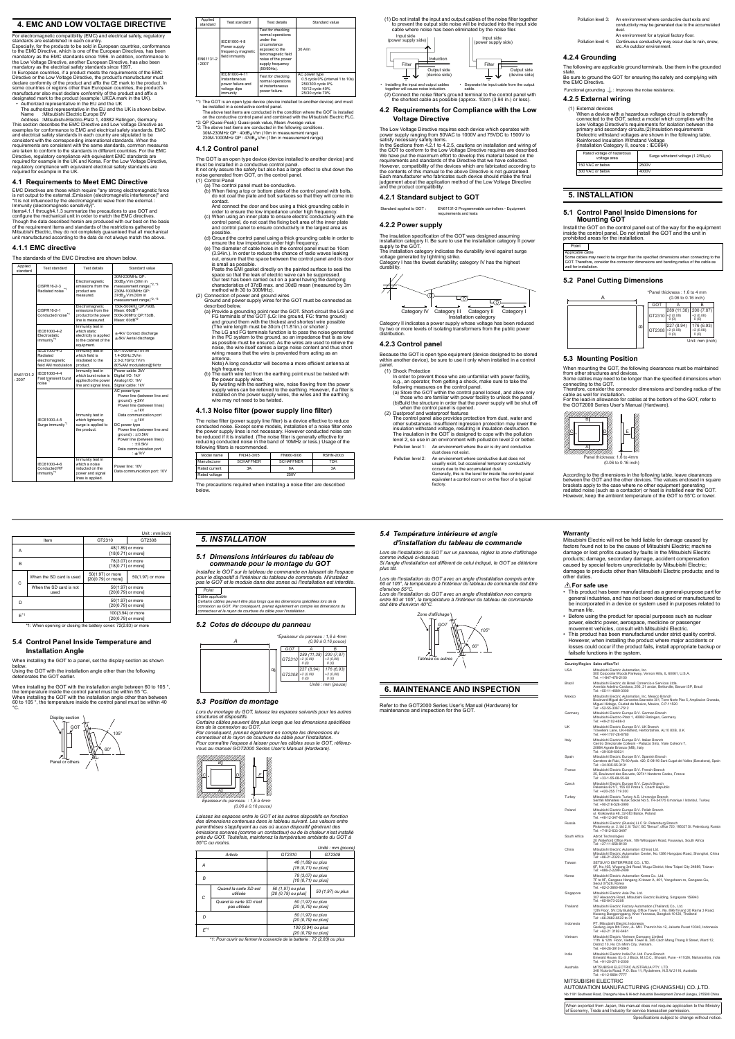# 4. EMC AND LOW VOLTAGE DIRECTIVE

For electromagnetic compatibility (EMC) and electrical safety, regulatory standards are established in each country.

Especially, for the products to be sold in European countries, conformance to the EMC Directive, which is one of the European Directives, has been mandatory as the EMC standards since 1996. In addition, conformance to the Low Voltage Directive, another European Directive, has also been mandatory as the electrical safety standards since 1997.

In European countries, if a product meets the requirements of the EMC Directive or the Low Voltage Directive, the product's manufacturer must declare conformity of the product and affix the CE mark to the product. In some countries or regions other than European countries, the product's manufacturer also must declare conformity of the product and affix a designated mark to the product (example: UKCA mark in the UK).

- Authorized representative in the EU and the UK

The authorized representative in the EU and the UK is shown below.

Name :Mitsubishi Electric Europe BV

Address :Mitsubishi-Electric-Platz 1, 40882 Ratingen, Germany

This section describes the EMC Directive and Low Voltage Directive as examples for conformance to EMC and electrical safety standards. EMC and electrical safety standards in each country are stipulated to be consistent with the corresponding international standards. When the requirements are consistent with the same standards, common measures are taken to conform to the standards in different countries. For the EMC Directive, regulatory compliance with equivalent EMC standards are required for example in the UK and Korea. For the Low Voltage Directive, regulatory compliance with equivalent electrical safety standards are required for example in the UK.

## 4.1 Requirements to Meet EMC Directive

EMC Directives are those which require "any strong electromagnetic force is not output to the external.:Emission (electromagnetic interference)" and "It is not influenced by the electromagnetic wave from the external.: Immunity (electromagnetic sensitivity)".

Items4.1.1 through4.1.3 summarize the precautions to use GOT and configure the mechanical unit in order to match the EMC Directives.

Though the data described herein are produced with our best on the basis of the requirement items and standards of the restrictions gathered by Mitsubishi Electric, they do not completely guaranteed that all mechanical unit manufactured according to the data do not always match the above.

### 4.1.1 EMC directive

The standards of the EMC Directive are shown below.

| Applied standard | Test standard | Test details | Standard value |
|---|---|---|---|
| EN61131-2: 2007 | CISPR16-2-3 Radiated noise[*2] | Electromagnetic emissions from the product are measured. | 30M-230MHz QP: 30dBμ V/m (30m in measurement range)[*1 *3] 230M-1000MHz QP: 37dBμ V/m(30m in measurement range)[*1 *3] |
| | CISPR16-2-1 Conducted noise[*2] | Electromagnetic emissions from the product to the power line is measured. | 150k-500kHz QP:79dB, Mean: 66dB[*2] 500k-30MHz QP:73dB, Mean: 60dB[*2] |
| | IEC61000-4-2 Electrostatic immunity[*1] | Immunity test in which static electricity is applied to the cabinet of the equipment. | ±4kV Contact discharge ±8kV Aerial discharge |
| | IEC61000-4-3 Radiated electromagnetic field AM modulation | Immunity test in which field is irradiated to the product. | 80-1000MHz:10V/m 1.4-2GHz:3V/m 2.0-2.7GHz:1V/m 80%AM modulation@1kHz |
| | IEC61000-4-4 Fast transient burst noise[*1] | Immunity test in which burst noise is applied to the power line and signal lines. | Power cable: 2kV Digital I/O: 1kV Analog I/O: 1kV Signal cable: 1kV |
| | IEC61000-4-5 Surge immunity[*1] | Immunity test in which lightening surge is applied to the product. | AC power type Power line (between line and ground): ±2kV Power line (between lines): ±1kV Data communication port: ±1kV DC power type Power line (between line and ground): ±0.5kV Power line (between lines): ±0.5kV Data communication port: ±1kV |
| | IEC61000-4-6 Conducted RF immunity[*1] | Immunity test in which a noise inducted on the power and signal lines is applied. | Power line: 10V Data communication port: 10V |
| | IEC61000-4-8 Power supply frequency magnetic field immunity | Test for checking normal operations under the circumstance exposed to the ferromagnetic field noise of the power supply frequency (50/60Hz). | 30 A/m |
| | IEC61000-4-11 Instantaneous power failure and voltage dips immunity | Test for checking normal operations at instantaneous power failure. | AC power type 0.5 cycle 0% (interval 1 to 10s) 250/300 cycle 0% 10/12 cycle 40% 25/30 cycle 70% |

*1: The GOT is an open type device (device installed to another device) and must be installed in a conductive control panel.

The above test items are conducted in the condition where the GOT is installed on the conductive control panel and combined with the Mitsubishi Electric PLC.

*2: QP (Quasi-Peak): Quasi-peak value, Mean: Average value

*3: The above test items are conducted in the following conditions.

30M-230MHz QP : 40dBμ V/m (10m in measurement range)

230M-1000MHz QP : 47dBμ V/m (10m in measurement range)

### 4.1.2 Control panel

The GOT is an open type device (device installed to another device) and must be installed in a conductive control panel.

It not only assure the safety but also has a large effect to shut down the noise generated from GOT, on the control panel.

(1) Control Panel

(a) The control panel must be conductive.

(b) When fixing a top or bottom plate of the control panel with bolts, do not coat the plate and bolt surfaces so that they will come into contact.

And connect the door and box using a thick grounding cable in order to ensure the low impedance under high frequency.

(c) When using an inner plate to ensure electric conductivity with the control panel, do not coat the fixing bolt area of the inner plate and control panel to ensure conductivity in the largest area as possible.

(d) Ground the control panel using a thick grounding cable in order to ensure the low impedance under high frequency.

(e) The diameter of cable holes in the control panel must be 10cm (3.94in.). In order to reduce the chance of radio waves leaking out, ensure that the space between the control panel and its door is small as possible.

Paste the EMI gasket directly on the painted surface to seal the space so that the leak of electric wave can be suppressed.

Our test has been carried out on a panel having the damping characteristics of 37dB max. and 30dB mean (measured by 3m method with 30 to 300MHz).

(2) Connection of power and ground wires

Ground and power supply wires for the GOT must be connected as described below.

(a) Provide a grounding point near the GOT. Short-circuit the LG and FG terminals of the GOT (LG: line ground, FG: frame ground) and ground them with the thickest and shortest wire possible (The wire length must be 30cm (11.81in.) or shorter.)

The LG and FG terminals function is to pass the noise generated in the PC system to the ground, so an impedance that is as low as possible must be ensured. As the wires are used to relieve the noise, the wire itself carries a large noise content and thus short wiring means that the wire is prevented from acting as an antenna.

Note) A long conductor will become a more efficient antenna at high frequency.

(b) The earth wire led from the earthing point must be twisted with the power supply wires.

By twisting with the earthing wire, noise flowing from the power supply wires can be relieved to the earthing. However, if a filter is installed on the power supply wires, the wires and the earthing wire may not need to be twisted.

### 4.1.3 Noise filter (power supply line filter)

The noise filter (power supply line filter) is a device effective to reduce conducted noise. Except some models, installation of a noise filter onto the power supply lines is not necessary. However conducted noise can be reduced if it is installed. (The noise filter is generally effective for reducing conducted noise in the band of 10MHz or less.) Usage of the following filters is recommended.

| Model name | FN343-3/05 | FN660-6/06 | RSHN-2003 |
|---|---|---|---|
| Manufacturer | SCHAFFNER | SCHAFFNER | TDK |
| Rated current | 3A | 6A | 3A |
| Rated voltage | 250V | | |

The precautions required when installing a noise filter are described below.

(1) Do not install the input and output cables of the noise filter together to prevent the output side noise will be inducted into the input side cable where noise has been eliminated by the noise filter.

Input side (power supply side)

Induction

Filter

Output side (device side)

Input side (power supply side)

Filter

Output side (device side)

- Installing the input and output cables together will cause noise induction.
- Separate the input cable from the output cable.

(2) Connect the noise filter's ground terminal to the control panel with the shortest cable as possible (approx. 10cm (3.94 in.) or less).

## 4.2 Requirements for Compliance with the Low Voltage Directive

The Low Voltage Directive requires each device which operates with power supply ranging from 50VAC to 1000V and 75VDC to 1500V to satisfy necessary safety items.

In the Sections from 4.2.1 to 4.2.5, cautions on installation and wiring of the GOT to conform to the Low Voltage Directive requires are described. We have put the maximum effort to develop this material based on the requirements and standards of the Directive that we have collected. However, compatibility of the devices which are fabricated according to the contents of this manual to the above Directive is not guaranteed. Each manufacturer who fabricates such device should make the final judgement about the application method of the Low Voltage Directive and the product compatibility.

### 4.2.1 Standard subject to GOT

Standard applied to GOT : EN61131-2 Programmable controllers - Equipment requirements and tests

### 4.2.2 Power supply

The insulation specification of the GOT was designed assuming installation category II. Be sure to use the installation category II power supply to the GOT.

The installation category indicates the durability level against surge voltage generated by lightning strike.

Category I has the lowest durability; category IV has the highest durability.

Category IV Category III Category II Category I

Installation category

Category II indicates a power supply whose voltage has been reduced by two or more levels of isolating transformers from the public power distribution.

### 4.2.3 Control panel

Because the GOT is open type equipment (device designed to be stored within another device), be sure to use it only when installed in a control panel.

(1) Shock Protection

In order to prevent those who are unfamiliar with power facility, e.g., an operator, from getting a shock, make sure to take the following measures on the control panel.

(a) Store the GOT within the control panel locked, and allow only those who are familiar with power facility to unlock the panel.

(b)Build the structure in order that the power supply will be shut off when the control panel is opened.

(2) Dustproof and waterproof features

The control panel also provides protection from dust, water and other substances. Insufficient ingression protection may lower the insulation withstand voltage, resulting in insulation destruction. The insulation in the GOT is designed to cope with the pollution level 2, so use in an environment with pollusion level 2 or better.

Pollution level 1: An environment where the air is dry and conductive dust does not exist.

Pollution level 2: An environment where conductive dust does not usually exist, but occasional temporary conductivity occurs due to the accumulated dust. Generally, this is the level for inside the control panel equivalent a control room or on the floor of a typical factory.

Pollution level 3: An environment where conductive dust exits and conductivity may be generated due to the accumulated dust. An environment for a typical factory floor.

Pollution level 4: Continuous conductivity may occur due to rain, snow, etc. An outdoor environment.

### 4.2.4 Grounding

The following are applicable ground terminals. Use them in the grounded state.

Be sure to ground the GOT for ensuring the safety and complying with the EMC Directive.

Functional grounding : Improves the noise resistance.

### 4.2.5 External wiring

(1) External devices

When a device with a hazardous voltage circuit is externally connected to the GOT, select a model which complies with the Low Voltage Directive's requirements for isolation between the primary and secondary circuits.(2)Insulation requirements

Dielectric withstand voltages are shown in the following table.

Reinforced Insulation Withstand Voltage

(Installation Category II, source : IEC664)

| Rated voltage of hazardous voltage area | Surge withstand voltage (1.2/50μs) |
|---|---|
| 150 VAC or below | 2500V |
| 300 VAC or below | 4000V |

# 5. INSTALLATION

## 5.1 Control Panel Inside Dimensions for Mounting GOT

Install the GOT on the control panel out of the way for the equipment inside the control panel. Do not install the GOT and the unit in prohibited areas for the installation.

**Point**

Applicable cable

Some cables may need to be longer than the specified dimensions when connecting to the GOT. Therefore, consider the connector dimensions and bending radius of the cable as well for installation.

## 5.2 Panel Cutting Dimensions

*Panel thickness : 1.6 to 4 mm (0.06 to 0.16 inch)

| GOT | A | B |
|---|---|---|
| GT2310 | 289 (11.38) +2 (0.08) 0 (0) | 200 (7.87) +2 (0.08) 0 (0) |
| GT2308 | 227 (8.94) +2 (0.08) 0 (0) | 176 (6.93) +2 (0.08) 0 (0) |

Unit: mm (inch)

## 5.3 Mounting Position

When mounting the GOT, the following clearances must be maintained from other structures and devices.

Some cables may need to be longer than the specified dimensions when connecting to the GOT.

Therefore, consider the connector dimensions and bending radius of the cable as well for installation.

For the lead-in allowance for cables at the bottom of the GOT, refer to the GOT2000 Series User's Manual (Hardware).

Panel thickness: 1.6 to 4mm (0.06 to 0.16 inch)

According to the dimensions in the following table, leave clearances between the GOT and the other devices. The values enclosed in square brackets apply to the case where no other equipment generating radiated noise (such as a contactor) or heat is installed near the GOT. However, keep the ambient temperature of the GOT to 55°C or lower.

Unit : mm(inch)

| Item | | GT2310 | GT2308 |
|---|---|---|---|
| A | | 48 (1.89) or more [18 (0.71) or more] | |
| B | | 78 (3.07) or more [18 (0.71) or more] | |
| C | When the SD card is used | 50 (1.97) or more [20 (0.79) or more] | 50 (1.97) or more |
| | When the SD card is not used | 50 (1.97) or more [20 (0.79) or more] | |
| D | | 50 (1.97) or more [20 (0.79) or more] | |
| E[*1] | | 100 (3.94) or more [20 (0.79) or more] | |

*1: When opening or closing the battery cover: 72 (2.83) or more

## 5.4 Control Panel Inside Temperature and Installation Angle

When installing the GOT to a panel, set the display section as shown below.

Using the GOT with the installation angle other than the following deteriorates the GOT earlier.

When installing the GOT with the installation angle between 60 to 105 °, the temperature inside the control panel must be within 55 °C.

When installing the GOT with the installation angle other than between 60 to 105 °, the temperature inside the control panel must be within 40 °C.

Display section

GOT

105°

60°

Panel or others

# *5. INSTALLATION*

## *5.1 Dimensions intérieures du tableau de commande pour le montage du GOT*

*Installez le GOT sur le tableau de commande en laissant de l'espace pour le dispositif à l'intérieur du tableau de commande. N'installez pas le GOT et le module dans des zones où l'installation est interdite.*

***Point***

*Câble applicable*

*Certains câbles peuvent être plus longs que les dimensions spécifiées lors de la connexion au GOT. Par conséquent, prenez également en compte les dimensions du connecteur et le rayon de courbure du câble pour l'installation.*

## *5.2 Cotes de découpe du panneau*

*\*Épaisseur du panneau : 1,6 à 4mm (0,06 à 0,16 pouce)*

| *GOT* | *A* | *B* |
|---|---|---|
| *GT2310* | *289 (11,38) +2 (0,08) 0 (0)* | *200 (7,87) +2 (0,08) 0 (0)* |
| *GT2308* | *227 (8,94) +2 (0,08) 0 (0)* | *176 (6,93) +2 (0,08) 0 (0)* |

*Unité : mm (pouce)*

## *5.3 Position de montage*

*Lors du montage du GOT, laissez les espaces suivants pour les autres structures et dispositifs.*

*Certains câbles peuvent être plus longs que les dimensions spécifiées lors de la connexion au GOT.*

*Par conséquent, prenez également en compte les dimensions du connecteur et le rayon de courbure du câble pour l'installation.*

*Pour connaître l'espace à laisser pour les câbles sous le GOT, référez-vous au manuel GOT2000 Series User's Manual (Hardware).*

*Épaisseur du panneau : 1,6 à 4mm (0,06 à 0,16 pouce)*

*Laissez les espaces entre le GOT et les autres dispositifs en fonction des dimensions contenues dans le tableau suivant. Les valeurs entre parenthèses s'appliquent au cas où aucun dispositif générant des émissions sonores (comme un contacteur) ou de la chaleur n'est installé près du GOT. Toutefois, maintenez la température ambiante du GOT à 55°C ou moins.*

*Unité : mm (pouce)*

| *Article* | | *GT2310* | *GT2308* |
|---|---|---|---|
| *A* | | *48 (1,89) ou plus [18 (0,71) ou plus]* | |
| *B* | | *78 (3,07) ou plus [18 (0,71) ou plus]* | |
| *C* | *Quand la carte SD est utilisée* | *50 (1,97) ou plus [20 (0,79) ou plus]* | *50 (1,97) ou plus* |
| | *Quand la carte SD n'est pas utilisée* | *50 (1,97) ou plus [20 (0,79) ou plus]* | |
| *D* | | *50 (1,97) ou plus [20 (0,79) ou plus]* | |
| *E[\*1]* | | *100 (3,94) ou plus [20 (0,79) ou plus]* | |

*\*1: Pour ouvrir ou fermer le couvercle de la batterie : 72 (2,83) ou plus*

## *5.4 Température intérieure et angle d'installation du tableau de commande*

*Lors de l'installation du GOT sur un panneau, réglez la zone d'affichage comme indiqué ci-dessous.*

*Si l'angle d'installation est différent de celui indiqué, le GOT se détériore plus tôt.*

*Lors de l'installation du GOT avec un angle d'installation compris entre 60 et 105°, la température à l'intérieur du tableau de commande doit être d'environ 55°C.*

*Lors de l'installation du GOT avec un angle d'installation non compris entre 60 et 105°, la température à l'intérieur du tableau de commande doit être d'environ 40°C.*

*Zone d'affichage*

*GOT*

*105°*

*60°*

*Tableau ou autres*

# 6. MAINTENANCE AND INSPECTION

Refer to the GOT2000 Series User's Manual (Hardware) for maintenance and inspection for the GOT.

**Warranty**

Mitsubishi Electric will not be held liable for damage caused by factors found not to be the cause of Mitsubishi Electric; machine damage or lost profits caused by faults in the Mitsubishi Electric products; damage, secondary damage, accident compensation caused by special factors unpredictable by Mitsubishi Electric; damages to products other than Mitsubishi Electric products; and to other duties.

**⚠ For safe use**

- This product has been manufactured as a general-purpose part for general industries, and has not been designed or manufactured to be incorporated in a device or system used in purposes related to human life.
- Before using the product for special purposes such as nuclear power, electric power, aerospace, medicine or passenger movement vehicles, consult with Mitsubishi Electric.
- This product has been manufactured under strict quality control. However, when installing the product where major accidents or losses could occur if the product fails, install appropriate backup or failsafe functions in the system.

| Country/Region | Sales office/Tel |
|---|---|
| USA | Mitsubishi Electric Automation, Inc. 500 Corporate Woods Parkway, Vernon Hills, IL 60061, U.S.A. Tel: +1-847-478-2100 |
| Brazil | Mitsubishi Electric do Brasil Comercio e Servicos Ltda. Avenida Adelino Cardana, 293, 21 andar, Bethaville, Barueri SP, Brazil Tel: +55-11-4689-3000 |
| Mexico | Mitsubishi Electric Automation, Inc. Mexico Branch Boulevard Miguel de Cervantes Saavedra 301, Torre Norte Piso 5, Ampliacion Granada, Miguel Hidalgo, Ciudad de Mexico, C.P.11520 Tel: +52-55-3067-7512 |
| Germany | Mitsubishi Electric Europe B.V. German Branch Mitsubishi-Electric-Platz 1, 40882 Ratingen, Germany Tel: +49-2102-486-0 |
| UK | Mitsubishi Electric Europe B.V. UK Branch Travellers Lane, UK-Hatfield, Hertfordshire, AL10 8XB, U.K. Tel: +44-1707-28-8780 |
| Italy | Mitsubishi Electric Europe B.V. Italian Branch Centro Direzionale Colleoni - Palazzo Sirio, Viale Colleoni 7, 20864 Agrate Brianza (MB), Italy Tel: +39-039-60531 |
| Spain | Mitsubishi Electric Europe B.V. Spanish Branch Carretera de Rubí, 76-80-Apdo. 420, E-08190 Sant Cugat del Valles (Barcelona), Spain Tel: +34-935-65-3131 |
| France | Mitsubishi Electric Europe B.V. French Branch 25, Boulevard des Bouvets, 92741 Nanterre Cedex, France Tel: +33-1-55-68-55-68 |
| Czech | Mitsubishi Electric Europe B.V. Czech Branch Pekarska 621/7, 155 00 Praha 5, Czech Republic Tel: +420-255 719 200 |
| Turkey | Mitsubishi Electric Turkey A.S. Umraniye Branch Serifali Mahallesi Kale Sokak No:5, TR-34775 Umraniye / Istanbul, Turkey Tel: +90-216-526-3990 |
| Poland | Mitsubishi Electric Europe B.V. Polish Branch ul. Krakowska 48, 32-083 Balice, Poland Tel: +48-12-347-65-00 |
| Russia | Mitsubishi Electric (Russia) LLC St. Petersburg Branch Piskarevsky pr. 2, bld 2, lit "Sch", BC "Benua", office 720; 195027 St. Petersburg, Russia Tel: +7-812-633-3497 |
| South Africa | Adroit Technologies 20 Waterford Office Park, 189 Witkoppen Road, Fourways, South Africa Tel: +27-11-658-8100 |
| China | Mitsubishi Electric Automation (China) Ltd. Mitsubishi Electric Automation Center, No.1386 Hongqiao Road, Shanghai, China Tel: +86-21-2322-3030 |
| Taiwan | SETSUYO ENTERPRISE CO., LTD. 6F, No.105, Wugong 3rd Road, Wugu District, New Taipei City 24889, Taiwan Tel: +886-2-2299-2499 |
| Korea | Mitsubishi Electric Automation Korea Co., Ltd. 7F to 9F, Gangseo Hangang Xi-tower A, 401, Yangcheon-ro, Gangseo-Gu, Seoul 07528, Korea Tel: +82-2-3660-9569 |
| Singapore | Mitsubishi Electric Asia Pte. Ltd. 307 Alexandra Road, Mitsubishi Electric Building, Singapore 159943 Tel: +65-6473-2308 |
| Thailand | Mitsubishi Electric Factory Automation (Thailand) Co., Ltd. 12th Floor, SV.City Building, Office Tower 1, No. 896/19 and 20 Rama 3 Road, Kwaeng Bangpongpang, Khet Yannawa, Bangkok 10120, Thailand Tel: +66-2682-6522 to 31 |
| Indonesia | PT. Mitsubishi Electric Indonesia Gedung Jaya 8th Floor, JL. MH. Thamrin No.12, Jakarta Pusat 10340, Indonesia Tel: +62-21-3192-6461 |
| Vietnam | Mitsubishi Electric Vietnam Company Limited 11th & 12th Floor, Viettel Tower B, 285 Cach Mang Thang 8 Street, Ward 12, District 10, Ho Chi Minh City, Vietnam Tel: +84-28-3910-5945 |
| India | Mitsubishi Electric India Pvt. Ltd. Pune Branch Emerald House, EL-3, J Block, M.I.D.C., Bhosari, Pune - 411026, Maharashtra, India Tel: +91-20-2710-2000 |
| Australia | MITSUBISHI ELECTRIC AUSTRALIA PTY. LTD. 348 Victoria Road, P.O. Box 11, Rydalmere, N.S.W 2116, Australia Tel: +61-2-9684-7777 |

MITSUBISHI ELECTRIC AUTOMATION MANUFACTURING (CHANGSHU) CO.,LTD.

No.1101 Southeast Road, Changshu New & Hi-tech Industrial Development Zone of Jiangsu, 215500 China

When exported from Japan, this manual does not require application to the Ministry of Economy, Trade and Industry for service transaction permission.

Specifications subject to change without notice.